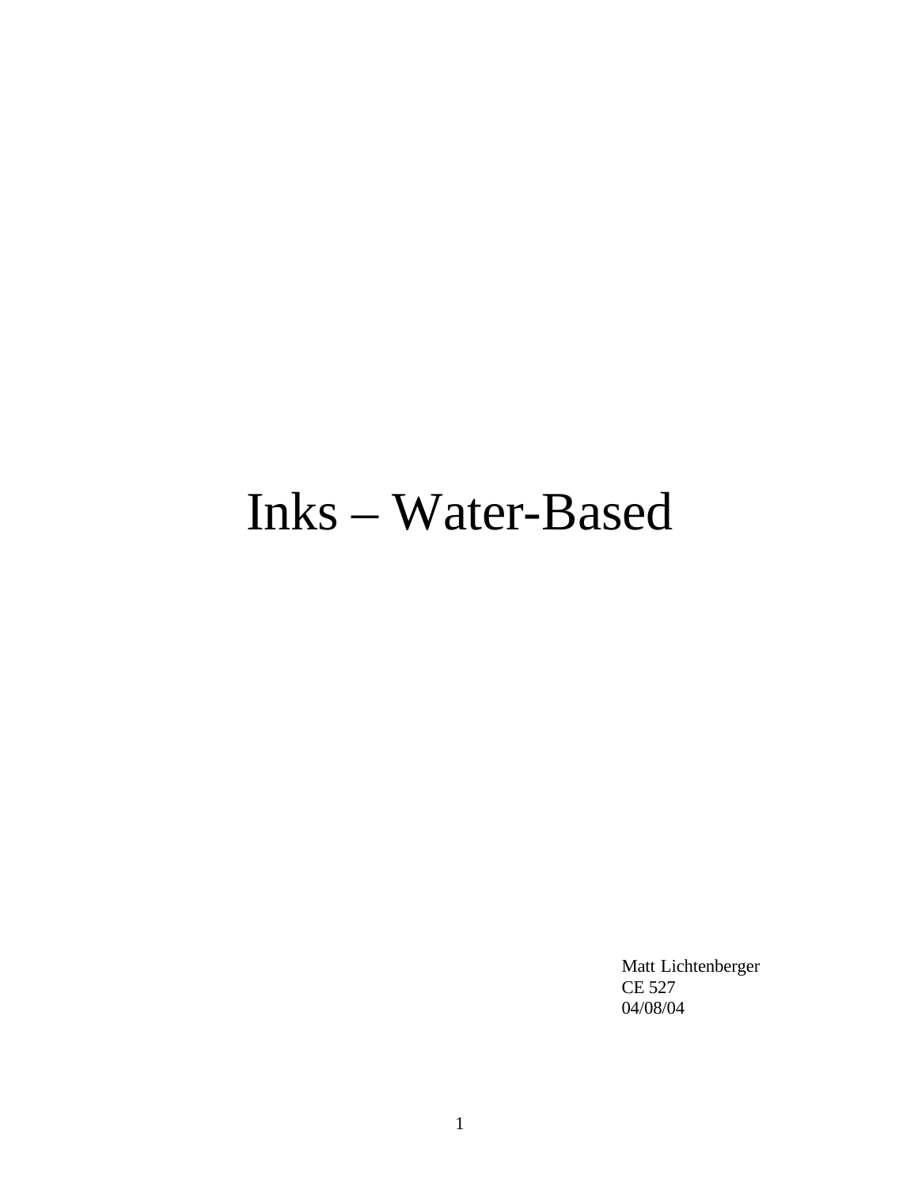# Inks – Water-Based

Matt Lichtenberger
CE 527
04/08/04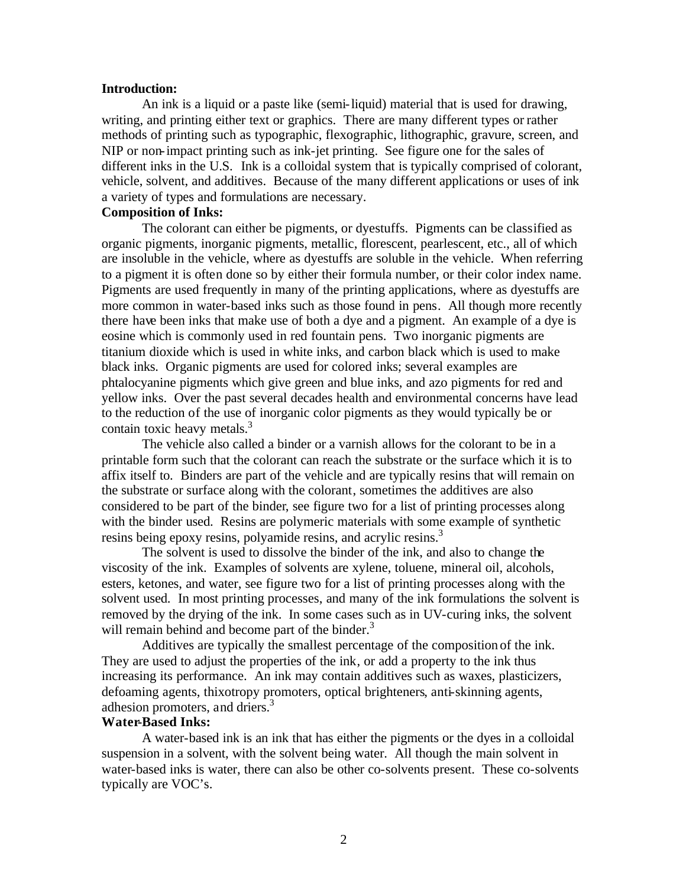**Introduction:**

An ink is a liquid or a paste like (semi-liquid) material that is used for drawing, writing, and printing either text or graphics. There are many different types or rather methods of printing such as typographic, flexographic, lithographic, gravure, screen, and NIP or non-impact printing such as ink-jet printing. See figure one for the sales of different inks in the U.S. Ink is a colloidal system that is typically comprised of colorant, vehicle, solvent, and additives. Because of the many different applications or uses of ink a variety of types and formulations are necessary.

**Composition of Inks:**

The colorant can either be pigments, or dyestuffs. Pigments can be classified as organic pigments, inorganic pigments, metallic, florescent, pearlescent, etc., all of which are insoluble in the vehicle, where as dyestuffs are soluble in the vehicle. When referring to a pigment it is often done so by either their formula number, or their color index name. Pigments are used frequently in many of the printing applications, where as dyestuffs are more common in water-based inks such as those found in pens. All though more recently there have been inks that make use of both a dye and a pigment. An example of a dye is eosine which is commonly used in red fountain pens. Two inorganic pigments are titanium dioxide which is used in white inks, and carbon black which is used to make black inks. Organic pigments are used for colored inks; several examples are phtalocyanine pigments which give green and blue inks, and azo pigments for red and yellow inks. Over the past several decades health and environmental concerns have lead to the reduction of the use of inorganic color pigments as they would typically be or contain toxic heavy metals.[3]

The vehicle also called a binder or a varnish allows for the colorant to be in a printable form such that the colorant can reach the substrate or the surface which it is to affix itself to. Binders are part of the vehicle and are typically resins that will remain on the substrate or surface along with the colorant, sometimes the additives are also considered to be part of the binder, see figure two for a list of printing processes along with the binder used. Resins are polymeric materials with some example of synthetic resins being epoxy resins, polyamide resins, and acrylic resins.[3]

The solvent is used to dissolve the binder of the ink, and also to change the viscosity of the ink. Examples of solvents are xylene, toluene, mineral oil, alcohols, esters, ketones, and water, see figure two for a list of printing processes along with the solvent used. In most printing processes, and many of the ink formulations the solvent is removed by the drying of the ink. In some cases such as in UV-curing inks, the solvent will remain behind and become part of the binder.[3]

Additives are typically the smallest percentage of the composition of the ink. They are used to adjust the properties of the ink, or add a property to the ink thus increasing its performance. An ink may contain additives such as waxes, plasticizers, defoaming agents, thixotropy promoters, optical brighteners, anti-skinning agents, adhesion promoters, and driers.[3]

**Water-Based Inks:**

A water-based ink is an ink that has either the pigments or the dyes in a colloidal suspension in a solvent, with the solvent being water. All though the main solvent in water-based inks is water, there can also be other co-solvents present. These co-solvents typically are VOC's.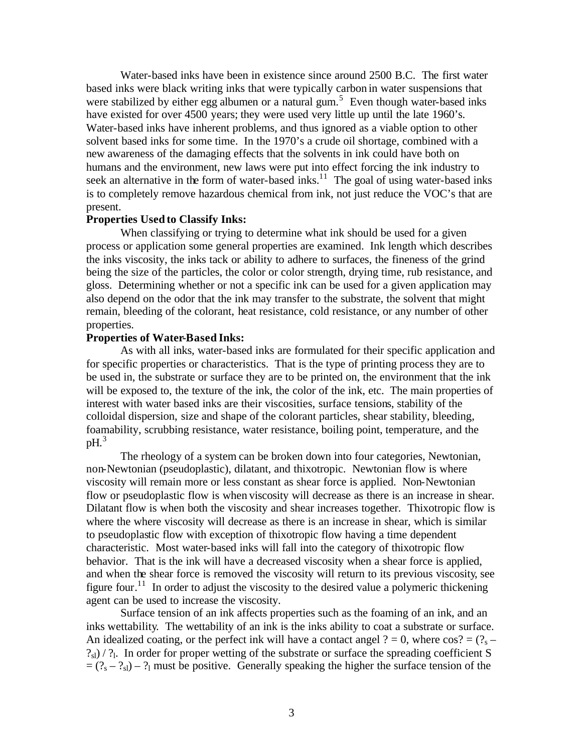Water-based inks have been in existence since around 2500 B.C. The first water based inks were black writing inks that were typically carbon in water suspensions that were stabilized by either egg albumen or a natural gum.[5] Even though water-based inks have existed for over 4500 years; they were used very little up until the late 1960's. Water-based inks have inherent problems, and thus ignored as a viable option to other solvent based inks for some time. In the 1970's a crude oil shortage, combined with a new awareness of the damaging effects that the solvents in ink could have both on humans and the environment, new laws were put into effect forcing the ink industry to seek an alternative in the form of water-based inks.[11] The goal of using water-based inks is to completely remove hazardous chemical from ink, not just reduce the VOC's that are present.

**Properties Used to Classify Inks:**

When classifying or trying to determine what ink should be used for a given process or application some general properties are examined. Ink length which describes the inks viscosity, the inks tack or ability to adhere to surfaces, the fineness of the grind being the size of the particles, the color or color strength, drying time, rub resistance, and gloss. Determining whether or not a specific ink can be used for a given application may also depend on the odor that the ink may transfer to the substrate, the solvent that might remain, bleeding of the colorant, heat resistance, cold resistance, or any number of other properties.

**Properties of Water-Based Inks:**

As with all inks, water-based inks are formulated for their specific application and for specific properties or characteristics. That is the type of printing process they are to be used in, the substrate or surface they are to be printed on, the environment that the ink will be exposed to, the texture of the ink, the color of the ink, etc. The main properties of interest with water based inks are their viscosities, surface tensions, stability of the colloidal dispersion, size and shape of the colorant particles, shear stability, bleeding, foamability, scrubbing resistance, water resistance, boiling point, temperature, and the pH.[3]

The rheology of a system can be broken down into four categories, Newtonian, non-Newtonian (pseudoplastic), dilatant, and thixotropic. Newtonian flow is where viscosity will remain more or less constant as shear force is applied. Non-Newtonian flow or pseudoplastic flow is when viscosity will decrease as there is an increase in shear. Dilatant flow is when both the viscosity and shear increases together. Thixotropic flow is where the where viscosity will decrease as there is an increase in shear, which is similar to pseudoplastic flow with exception of thixotropic flow having a time dependent characteristic. Most water-based inks will fall into the category of thixotropic flow behavior. That is the ink will have a decreased viscosity when a shear force is applied, and when the shear force is removed the viscosity will return to its previous viscosity, see figure four.[11] In order to adjust the viscosity to the desired value a polymeric thickening agent can be used to increase the viscosity.

Surface tension of an ink affects properties such as the foaming of an ink, and an inks wettability. The wettability of an ink is the inks ability to coat a substrate or surface. An idealized coating, or the perfect ink will have a contact angel $\theta = 0$, where $\cos\theta = (\gamma_s - \gamma_{sl}) / \gamma_l$. In order for proper wetting of the substrate or surface the spreading coefficient $S = (\gamma_s - \gamma_{sl}) - \gamma_l$ must be positive. Generally speaking the higher the surface tension of the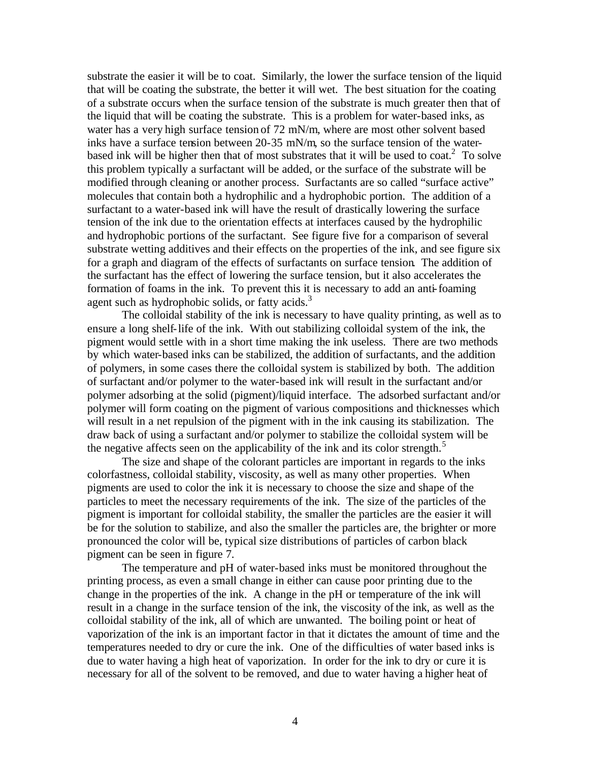substrate the easier it will be to coat. Similarly, the lower the surface tension of the liquid that will be coating the substrate, the better it will wet. The best situation for the coating of a substrate occurs when the surface tension of the substrate is much greater then that of the liquid that will be coating the substrate. This is a problem for water-based inks, as water has a very high surface tension of 72 mN/m, where are most other solvent based inks have a surface tension between 20-35 mN/m, so the surface tension of the water-based ink will be higher then that of most substrates that it will be used to coat.[2] To solve this problem typically a surfactant will be added, or the surface of the substrate will be modified through cleaning or another process. Surfactants are so called "surface active" molecules that contain both a hydrophilic and a hydrophobic portion. The addition of a surfactant to a water-based ink will have the result of drastically lowering the surface tension of the ink due to the orientation effects at interfaces caused by the hydrophilic and hydrophobic portions of the surfactant. See figure five for a comparison of several substrate wetting additives and their effects on the properties of the ink, and see figure six for a graph and diagram of the effects of surfactants on surface tension. The addition of the surfactant has the effect of lowering the surface tension, but it also accelerates the formation of foams in the ink. To prevent this it is necessary to add an anti-foaming agent such as hydrophobic solids, or fatty acids.[3]

The colloidal stability of the ink is necessary to have quality printing, as well as to ensure a long shelf-life of the ink. With out stabilizing colloidal system of the ink, the pigment would settle with in a short time making the ink useless. There are two methods by which water-based inks can be stabilized, the addition of surfactants, and the addition of polymers, in some cases there the colloidal system is stabilized by both. The addition of surfactant and/or polymer to the water-based ink will result in the surfactant and/or polymer adsorbing at the solid (pigment)/liquid interface. The adsorbed surfactant and/or polymer will form coating on the pigment of various compositions and thicknesses which will result in a net repulsion of the pigment with in the ink causing its stabilization. The draw back of using a surfactant and/or polymer to stabilize the colloidal system will be the negative affects seen on the applicability of the ink and its color strength.[5]

The size and shape of the colorant particles are important in regards to the inks colorfastness, colloidal stability, viscosity, as well as many other properties. When pigments are used to color the ink it is necessary to choose the size and shape of the particles to meet the necessary requirements of the ink. The size of the particles of the pigment is important for colloidal stability, the smaller the particles are the easier it will be for the solution to stabilize, and also the smaller the particles are, the brighter or more pronounced the color will be, typical size distributions of particles of carbon black pigment can be seen in figure 7.

The temperature and pH of water-based inks must be monitored throughout the printing process, as even a small change in either can cause poor printing due to the change in the properties of the ink. A change in the pH or temperature of the ink will result in a change in the surface tension of the ink, the viscosity of the ink, as well as the colloidal stability of the ink, all of which are unwanted. The boiling point or heat of vaporization of the ink is an important factor in that it dictates the amount of time and the temperatures needed to dry or cure the ink. One of the difficulties of water based inks is due to water having a high heat of vaporization. In order for the ink to dry or cure it is necessary for all of the solvent to be removed, and due to water having a higher heat of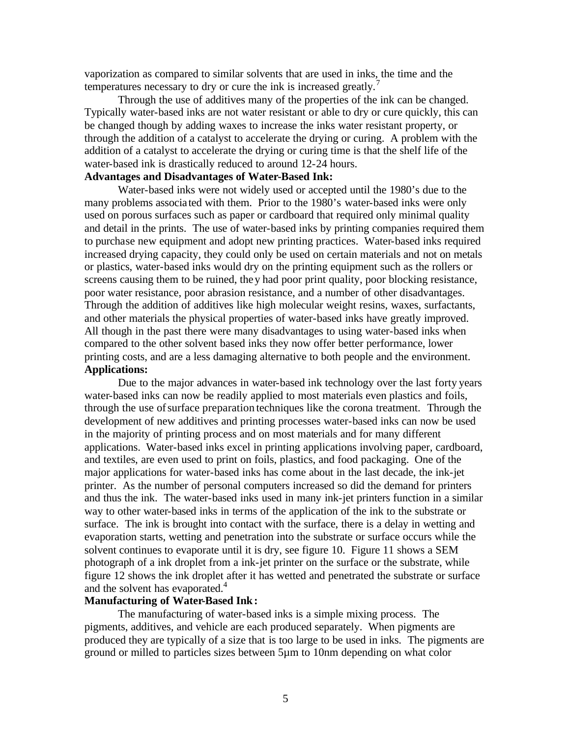vaporization as compared to similar solvents that are used in inks, the time and the temperatures necessary to dry or cure the ink is increased greatly.[7]

Through the use of additives many of the properties of the ink can be changed. Typically water-based inks are not water resistant or able to dry or cure quickly, this can be changed though by adding waxes to increase the inks water resistant property, or through the addition of a catalyst to accelerate the drying or curing. A problem with the addition of a catalyst to accelerate the drying or curing time is that the shelf life of the water-based ink is drastically reduced to around 12-24 hours.

**Advantages and Disadvantages of Water-Based Ink:**

Water-based inks were not widely used or accepted until the 1980's due to the many problems associated with them. Prior to the 1980's water-based inks were only used on porous surfaces such as paper or cardboard that required only minimal quality and detail in the prints. The use of water-based inks by printing companies required them to purchase new equipment and adopt new printing practices. Water-based inks required increased drying capacity, they could only be used on certain materials and not on metals or plastics, water-based inks would dry on the printing equipment such as the rollers or screens causing them to be ruined, they had poor print quality, poor blocking resistance, poor water resistance, poor abrasion resistance, and a number of other disadvantages. Through the addition of additives like high molecular weight resins, waxes, surfactants, and other materials the physical properties of water-based inks have greatly improved. All though in the past there were many disadvantages to using water-based inks when compared to the other solvent based inks they now offer better performance, lower printing costs, and are a less damaging alternative to both people and the environment.

**Applications:**

Due to the major advances in water-based ink technology over the last forty years water-based inks can now be readily applied to most materials even plastics and foils, through the use of surface preparation techniques like the corona treatment. Through the development of new additives and printing processes water-based inks can now be used in the majority of printing process and on most materials and for many different applications. Water-based inks excel in printing applications involving paper, cardboard, and textiles, are even used to print on foils, plastics, and food packaging. One of the major applications for water-based inks has come about in the last decade, the ink-jet printer. As the number of personal computers increased so did the demand for printers and thus the ink. The water-based inks used in many ink-jet printers function in a similar way to other water-based inks in terms of the application of the ink to the substrate or surface. The ink is brought into contact with the surface, there is a delay in wetting and evaporation starts, wetting and penetration into the substrate or surface occurs while the solvent continues to evaporate until it is dry, see figure 10. Figure 11 shows a SEM photograph of a ink droplet from a ink-jet printer on the surface or the substrate, while figure 12 shows the ink droplet after it has wetted and penetrated the substrate or surface and the solvent has evaporated.[4]

**Manufacturing of Water-Based Ink:**

The manufacturing of water-based inks is a simple mixing process. The pigments, additives, and vehicle are each produced separately. When pigments are produced they are typically of a size that is too large to be used in inks. The pigments are ground or milled to particles sizes between 5µm to 10nm depending on what color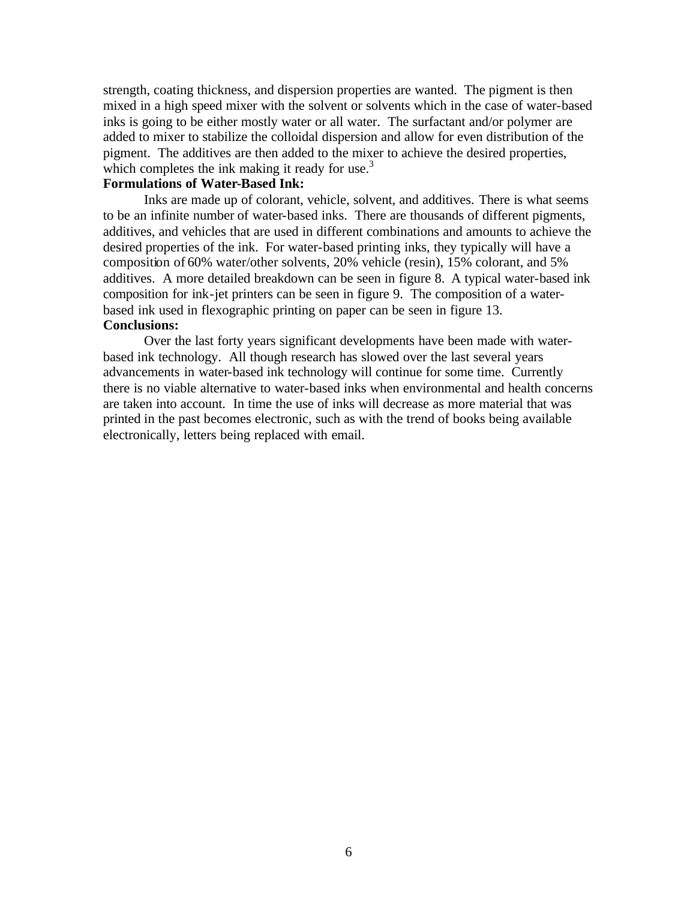strength, coating thickness, and dispersion properties are wanted. The pigment is then mixed in a high speed mixer with the solvent or solvents which in the case of water-based inks is going to be either mostly water or all water. The surfactant and/or polymer are added to mixer to stabilize the colloidal dispersion and allow for even distribution of the pigment. The additives are then added to the mixer to achieve the desired properties, which completes the ink making it ready for use.[3]

**Formulations of Water-Based Ink:**

Inks are made up of colorant, vehicle, solvent, and additives. There is what seems to be an infinite number of water-based inks. There are thousands of different pigments, additives, and vehicles that are used in different combinations and amounts to achieve the desired properties of the ink. For water-based printing inks, they typically will have a composition of 60% water/other solvents, 20% vehicle (resin), 15% colorant, and 5% additives. A more detailed breakdown can be seen in figure 8. A typical water-based ink composition for ink-jet printers can be seen in figure 9. The composition of a water-based ink used in flexographic printing on paper can be seen in figure 13.

**Conclusions:**

Over the last forty years significant developments have been made with water-based ink technology. All though research has slowed over the last several years advancements in water-based ink technology will continue for some time. Currently there is no viable alternative to water-based inks when environmental and health concerns are taken into account. In time the use of inks will decrease as more material that was printed in the past becomes electronic, such as with the trend of books being available electronically, letters being replaced with email.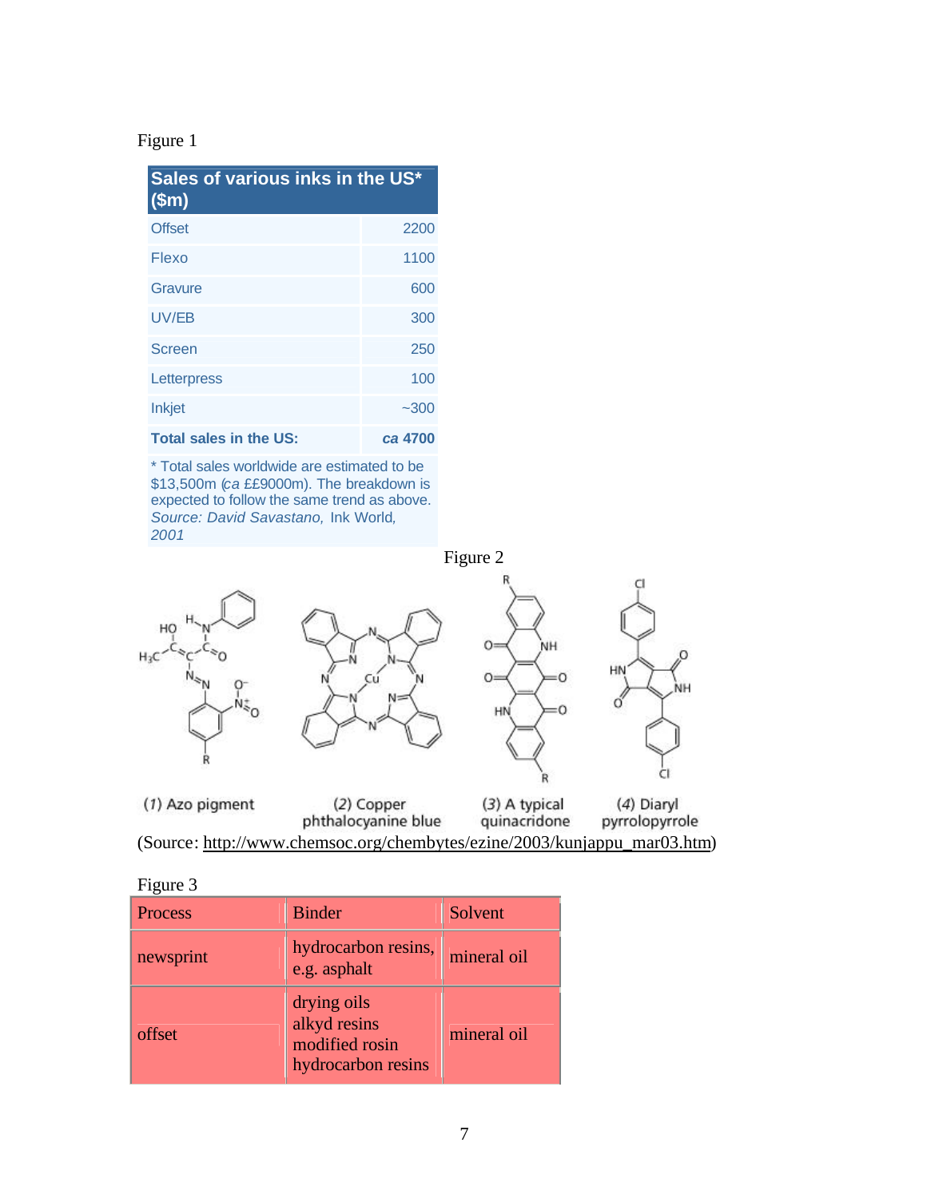Figure 1

| Sales of various inks in the US* ($m) | |
|---|---|
| Offset | 2200 |
| Flexo | 1100 |
| Gravure | 600 |
| UV/EB | 300 |
| Screen | 250 |
| Letterpress | 100 |
| Inkjet | ~300 |
| **Total sales in the US:** | ***ca* 4700** |

\* Total sales worldwide are estimated to be $13,500m (*ca* ££9000m). The breakdown is expected to follow the same trend as above.
*Source: David Savastano,* Ink World, *2001*

Figure 2

(*1*) Azo pigment (*2*) Copper phthalocyanine blue (*3*) A typical quinacridone (*4*) Diaryl pyrrolopyrrole

(Source: http://www.chemsoc.org/chembytes/ezine/2003/kunjappu_mar03.htm)

Figure 3

| Process | Binder | Solvent |
|---|---|---|
| newsprint | hydrocarbon resins, e.g. asphalt | mineral oil |
| offset | drying oils<br>alkyd resins<br>modified rosin<br>hydrocarbon resins | mineral oil |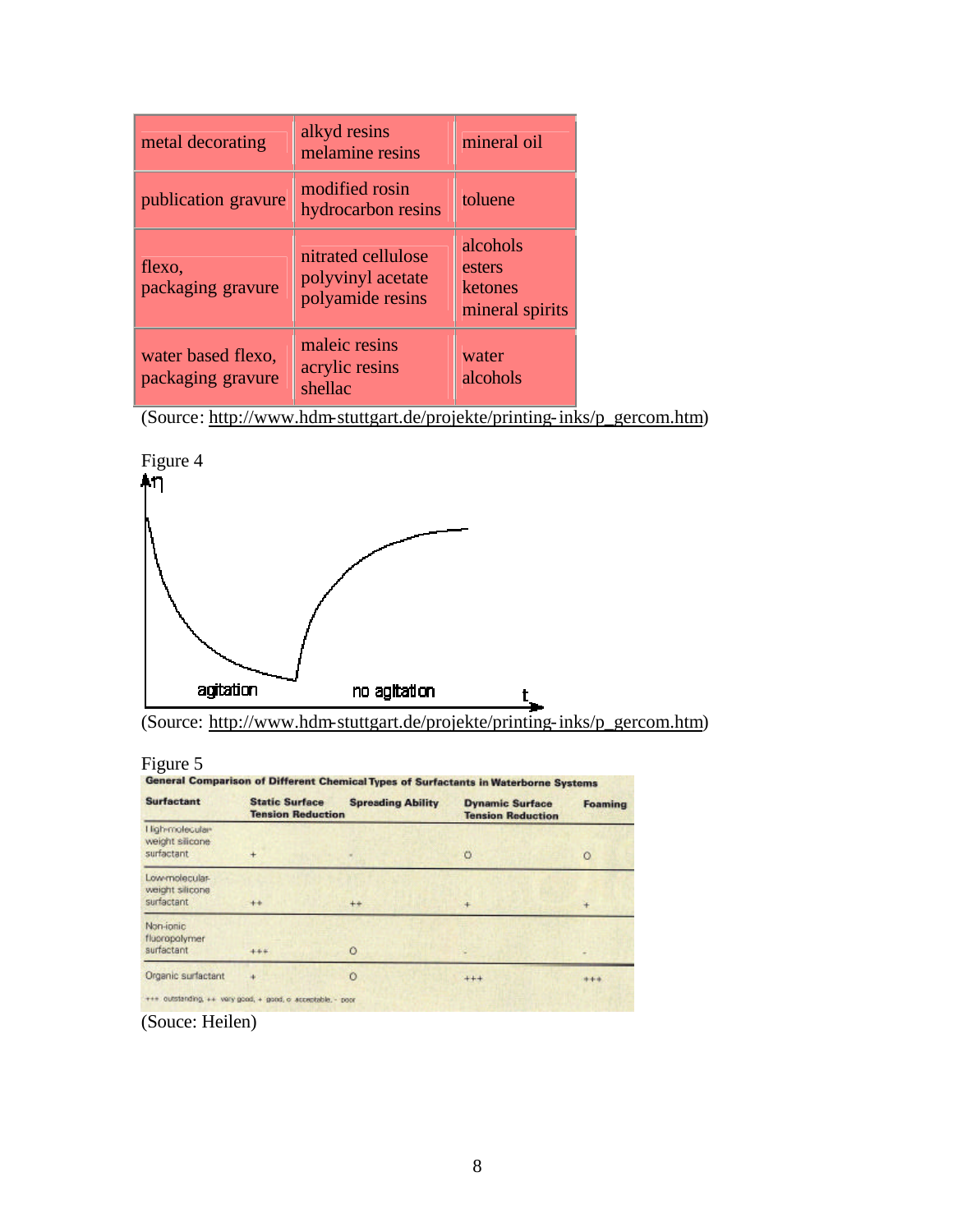| metal decorating | alkyd resins<br>melamine resins | mineral oil |
| --- | --- | --- |
| publication gravure | modified rosin<br>hydrocarbon resins | toluene |
| flexo,<br>packaging gravure | nitrated cellulose<br>polyvinyl acetate<br>polyamide resins | alcohols<br>esters<br>ketones<br>mineral spirits |
| water based flexo,<br>packaging gravure | maleic resins<br>acrylic resins<br>shellac | water<br>alcohols |

(Source: http://www.hdm-stuttgart.de/projekte/printing-inks/p_gercom.htm)

Figure 4

(Source: http://www.hdm-stuttgart.de/projekte/printing-inks/p_gercom.htm)

Figure 5

**General Comparison of Different Chemical Types of Surfactants in Waterborne Systems**

| Surfactant | Static Surface Tension Reduction | Spreading Ability | Dynamic Surface Tension Reduction | Foaming |
| --- | --- | --- | --- | --- |
| High-molecular-weight silicone surfactant | + | - | o | o |
| Low-molecular-weight silicone surfactant | ++ | ++ | + | + |
| Non-ionic fluoropolymer surfactant | +++ | o | - | - |
| Organic surfactant | + | o | +++ | +++ |

+++ outstanding, ++ very good, + good, o acceptable, - poor

(Souce: Heilen)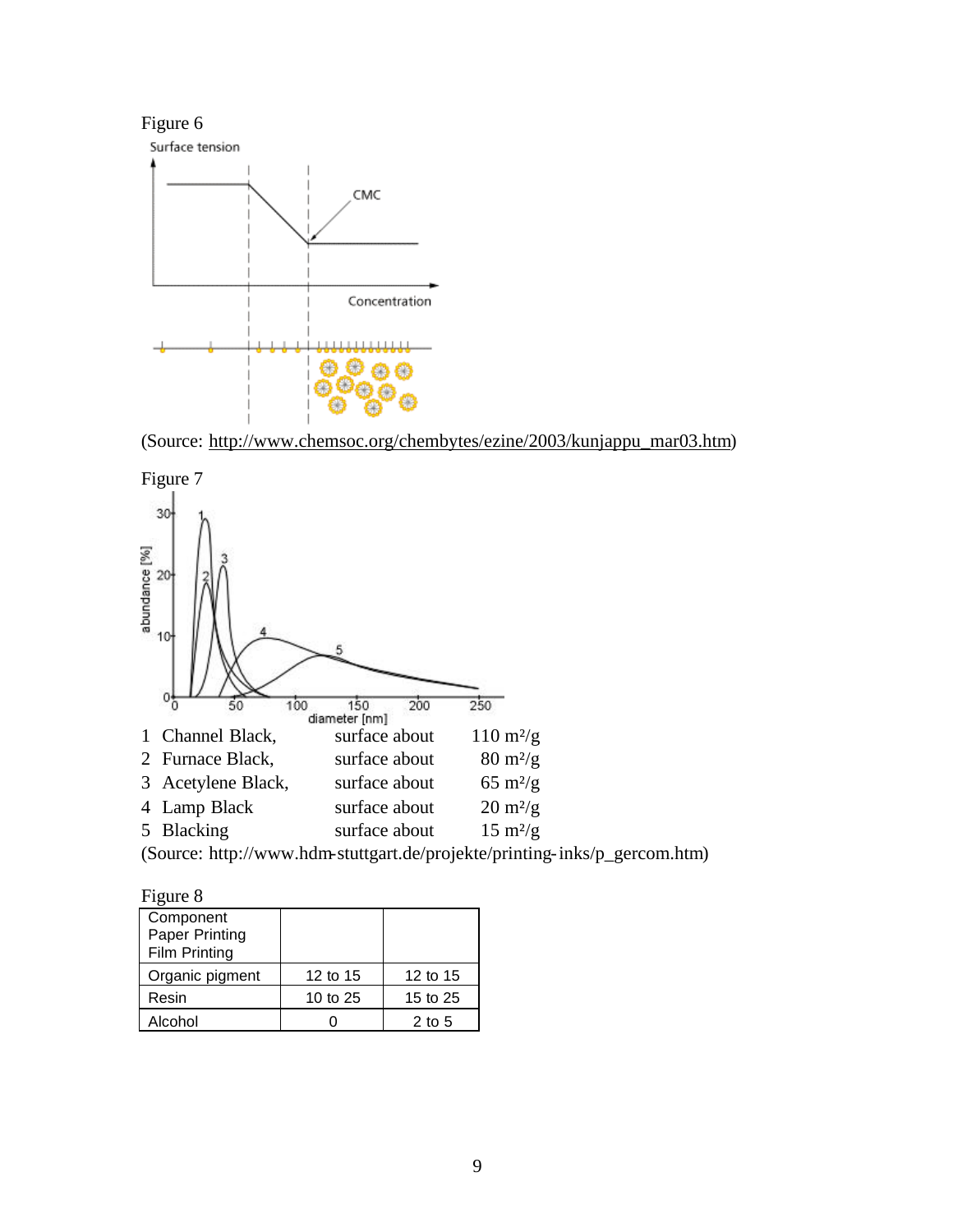Figure 6

(Source: http://www.chemsoc.org/chembytes/ezine/2003/kunjappu_mar03.htm)

Figure 7

1 Channel Black, surface about 110 m²/g
2 Furnace Black, surface about 80 m²/g
3 Acetylene Black, surface about 65 m²/g
4 Lamp Black surface about 20 m²/g
5 Blacking surface about 15 m²/g

(Source: http://www.hdm-stuttgart.de/projekte/printing-inks/p_gercom.htm)

Figure 8

| Component<br>Paper Printing<br>Film Printing | | |
|---|---|---|
| Organic pigment | 12 to 15 | 12 to 15 |
| Resin | 10 to 25 | 15 to 25 |
| Alcohol | 0 | 2 to 5 |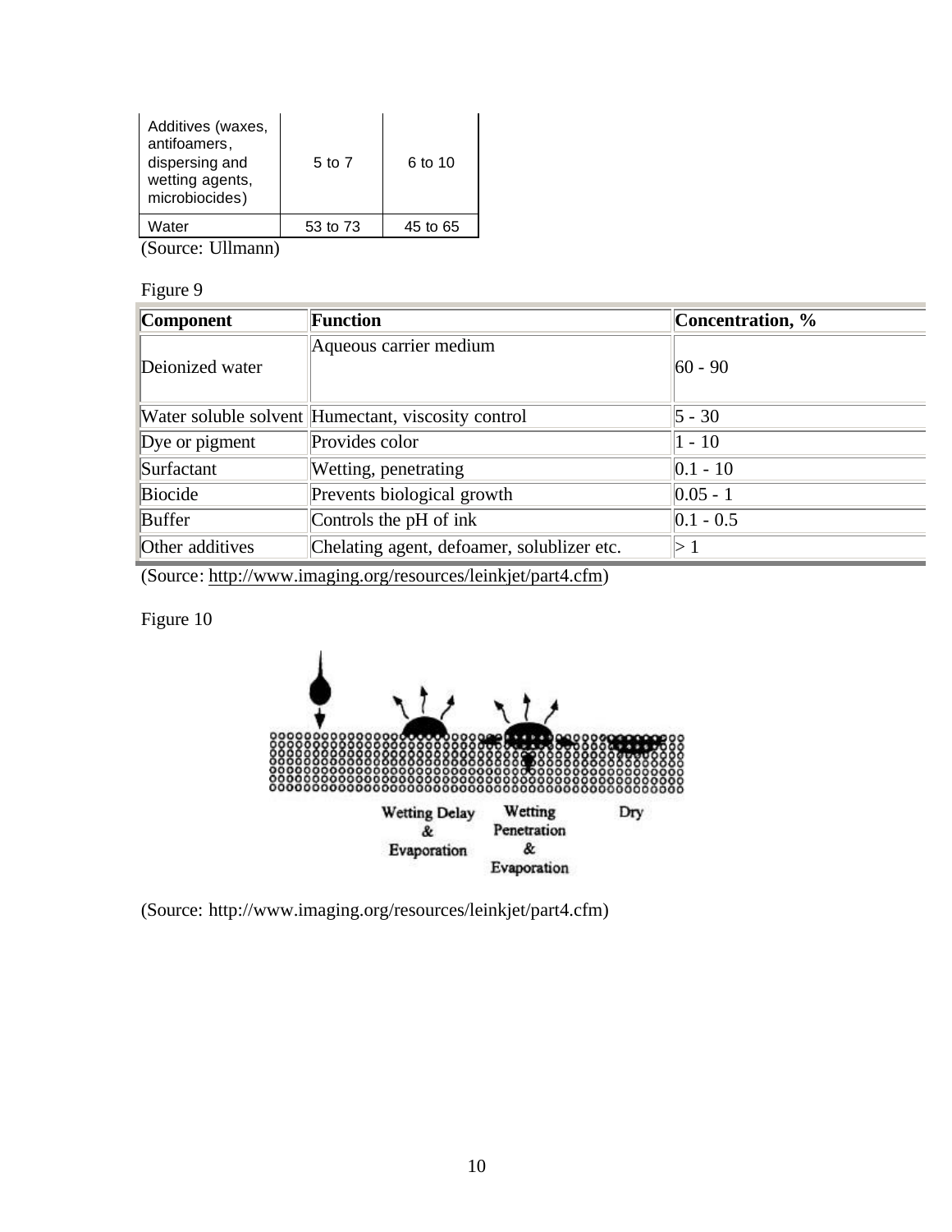| | | |
|---|---|---|
| Additives (waxes, antifoamers, dispersing and wetting agents, microbiocides) | 5 to 7 | 6 to 10 |
| Water | 53 to 73 | 45 to 65 |

(Source: Ullmann)

Figure 9

| Component | Function | Concentration, % |
|---|---|---|
| Deionized water | Aqueous carrier medium | 60 - 90 |
| Water soluble solvent | Humectant, viscosity control | 5 - 30 |
| Dye or pigment | Provides color | 1 - 10 |
| Surfactant | Wetting, penetrating | 0.1 - 10 |
| Biocide | Prevents biological growth | 0.05 - 1 |
| Buffer | Controls the pH of ink | 0.1 - 0.5 |
| Other additives | Chelating agent, defoamer, solublizer etc. | > 1 |

(Source: http://www.imaging.org/resources/leinkjet/part4.cfm)

Figure 10

Wetting Delay & Evaporation — Wetting Penetration & Evaporation — Dry

(Source: http://www.imaging.org/resources/leinkjet/part4.cfm)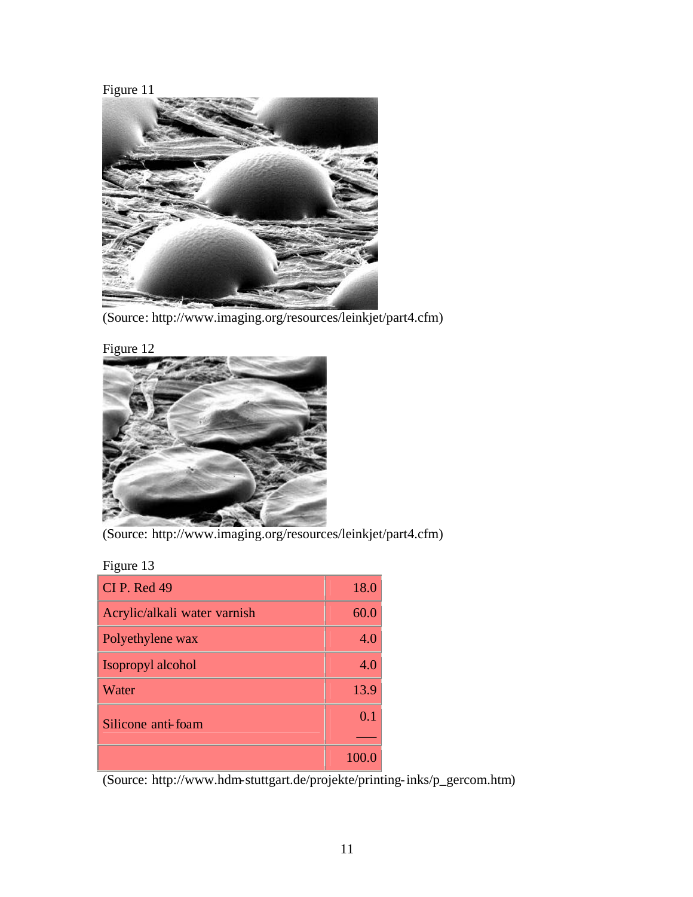Figure 11

(Source: http://www.imaging.org/resources/leinkjet/part4.cfm)

Figure 12

(Source: http://www.imaging.org/resources/leinkjet/part4.cfm)

Figure 13

| | |
|---|---|
| CI P. Red 49 | 18.0 |
| Acrylic/alkali water varnish | 60.0 |
| Polyethylene wax | 4.0 |
| Isopropyl alcohol | 4.0 |
| Water | 13.9 |
| Silicone anti-foam | 0.1 |
| | 100.0 |

(Source: http://www.hdm-stuttgart.de/projekte/printing-inks/p_gercom.htm)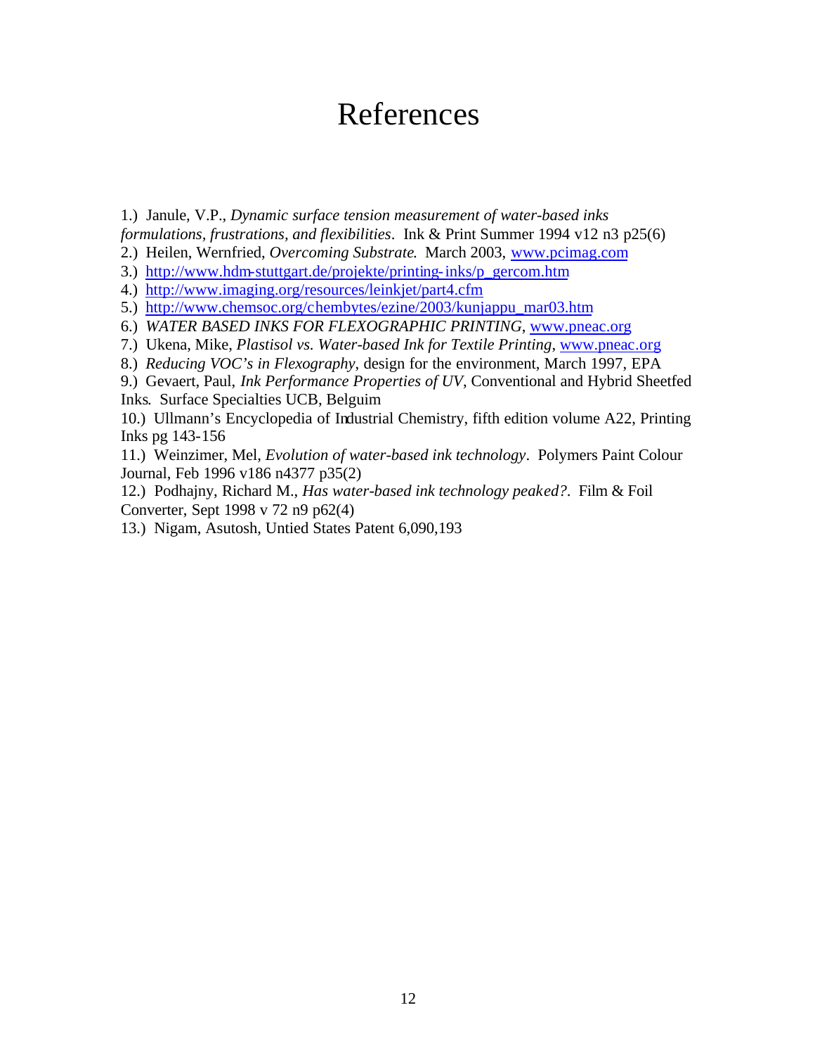# References

1.) Janule, V.P., *Dynamic surface tension measurement of water-based inks formulations, frustrations, and flexibilities*. Ink & Print Summer 1994 v12 n3 p25(6)

2.) Heilen, Wernfried, *Overcoming Substrate*. March 2003, www.pcimag.com

3.) http://www.hdm-stuttgart.de/projekte/printing-inks/p_gercom.htm

4.) http://www.imaging.org/resources/leinkjet/part4.cfm

5.) http://www.chemsoc.org/chembytes/ezine/2003/kunjappu_mar03.htm

6.) *WATER BASED INKS FOR FLEXOGRAPHIC PRINTING*, www.pneac.org

7.) Ukena, Mike, *Plastisol vs. Water-based Ink for Textile Printing*, www.pneac.org

8.) *Reducing VOC's in Flexography*, design for the environment, March 1997, EPA

9.) Gevaert, Paul, *Ink Performance Properties of UV*, Conventional and Hybrid Sheetfed Inks. Surface Specialties UCB, Belguim

10.) Ullmann's Encyclopedia of Industrial Chemistry, fifth edition volume A22, Printing Inks pg 143-156

11.) Weinzimer, Mel, *Evolution of water-based ink technology*. Polymers Paint Colour Journal, Feb 1996 v186 n4377 p35(2)

12.) Podhajny, Richard M., *Has water-based ink technology peaked?*. Film & Foil Converter, Sept 1998 v 72 n9 p62(4)

13.) Nigam, Asutosh, Untied States Patent 6,090,193